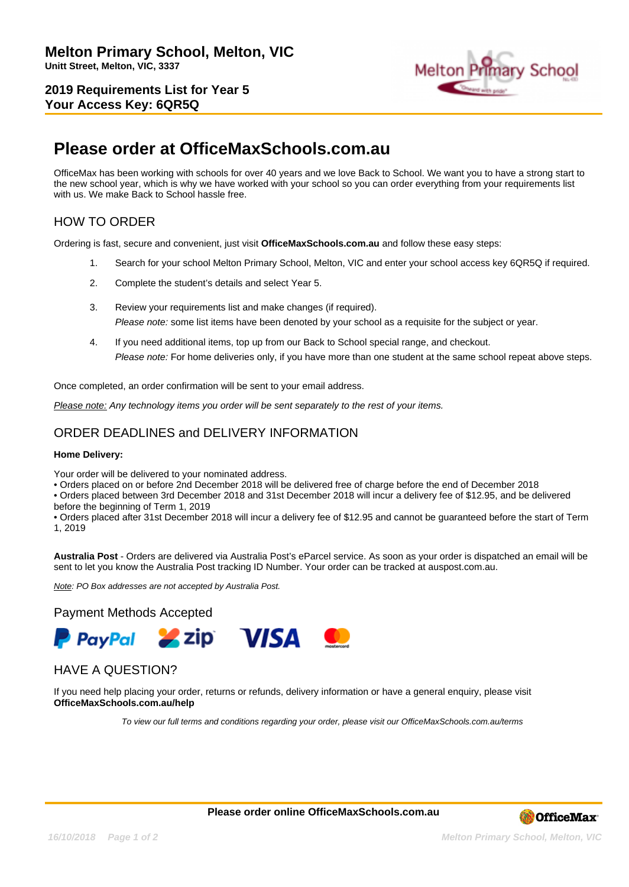# Melton Primary School, Melton, VIC

**Unitt Street, Melton, VIC, 3337**

**2019 Requirements List for Year 5**
**Your Access Key: 6QR5Q**

# Please order at OfficeMaxSchools.com.au

OfficeMax has been working with schools for over 40 years and we love Back to School. We want you to have a strong start to the new school year, which is why we have worked with your school so you can order everything from your requirements list with us. We make Back to School hassle free.

## HOW TO ORDER

Ordering is fast, secure and convenient, just visit **OfficeMaxSchools.com.au** and follow these easy steps:

1. Search for your school Melton Primary School, Melton, VIC and enter your school access key 6QR5Q if required.
2. Complete the student's details and select Year 5.
3. Review your requirements list and make changes (if required).
   *Please note:* some list items have been denoted by your school as a requisite for the subject or year.
4. If you need additional items, top up from our Back to School special range, and checkout.
   *Please note:* For home deliveries only, if you have more than one student at the same school repeat above steps.

Once completed, an order confirmation will be sent to your email address.

*Please note: Any technology items you order will be sent separately to the rest of your items.*

## ORDER DEADLINES and DELIVERY INFORMATION

**Home Delivery:**

Your order will be delivered to your nominated address.
• Orders placed on or before 2nd December 2018 will be delivered free of charge before the end of December 2018
• Orders placed between 3rd December 2018 and 31st December 2018 will incur a delivery fee of $12.95, and be delivered before the beginning of Term 1, 2019
• Orders placed after 31st December 2018 will incur a delivery fee of $12.95 and cannot be guaranteed before the start of Term 1, 2019

**Australia Post** - Orders are delivered via Australia Post's eParcel service. As soon as your order is dispatched an email will be sent to let you know the Australia Post tracking ID Number. Your order can be tracked at auspost.com.au.

*Note: PO Box addresses are not accepted by Australia Post.*

## Payment Methods Accepted

PayPal, zip, VISA, mastercard

## HAVE A QUESTION?

If you need help placing your order, returns or refunds, delivery information or have a general enquiry, please visit **OfficeMaxSchools.com.au/help**

*To view our full terms and conditions regarding your order, please visit our OfficeMaxSchools.com.au/terms*

**Please order online OfficeMaxSchools.com.au**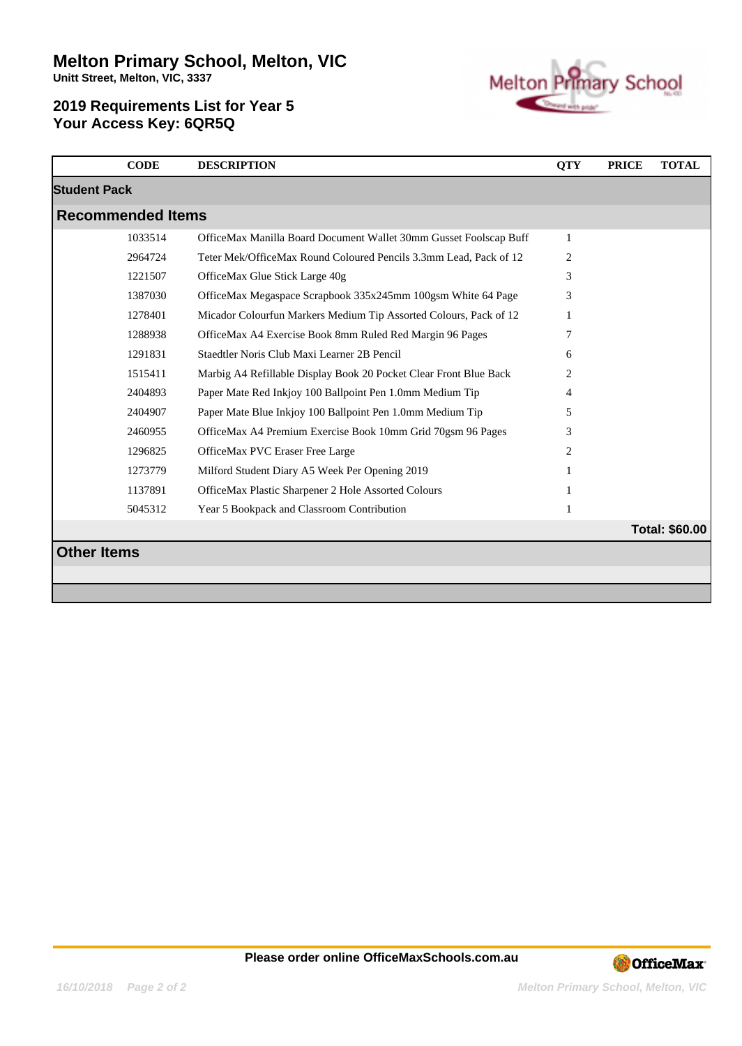# Melton Primary School, Melton, VIC

**Unitt Street, Melton, VIC, 3337**

## 2019 Requirements List for Year 5
## Your Access Key: 6QR5Q

| CODE | DESCRIPTION | QTY | PRICE | TOTAL |
|---|---|---|---|---|
| **Student Pack** | | | | |
| **Recommended Items** | | | | |
| 1033514 | OfficeMax Manilla Board Document Wallet 30mm Gusset Foolscap Buff | 1 | | |
| 2964724 | Teter Mek/OfficeMax Round Coloured Pencils 3.3mm Lead, Pack of 12 | 2 | | |
| 1221507 | OfficeMax Glue Stick Large 40g | 3 | | |
| 1387030 | OfficeMax Megaspace Scrapbook 335x245mm 100gsm White 64 Page | 3 | | |
| 1278401 | Micador Colourfun Markers Medium Tip Assorted Colours, Pack of 12 | 1 | | |
| 1288938 | OfficeMax A4 Exercise Book 8mm Ruled Red Margin 96 Pages | 7 | | |
| 1291831 | Staedtler Noris Club Maxi Learner 2B Pencil | 6 | | |
| 1515411 | Marbig A4 Refillable Display Book 20 Pocket Clear Front Blue Back | 2 | | |
| 2404893 | Paper Mate Red Inkjoy 100 Ballpoint Pen 1.0mm Medium Tip | 4 | | |
| 2404907 | Paper Mate Blue Inkjoy 100 Ballpoint Pen 1.0mm Medium Tip | 5 | | |
| 2460955 | OfficeMax A4 Premium Exercise Book 10mm Grid 70gsm 96 Pages | 3 | | |
| 1296825 | OfficeMax PVC Eraser Free Large | 2 | | |
| 1273779 | Milford Student Diary A5 Week Per Opening 2019 | 1 | | |
| 1137891 | OfficeMax Plastic Sharpener 2 Hole Assorted Colours | 1 | | |
| 5045312 | Year 5 Bookpack and Classroom Contribution | 1 | | |
| | | | | **Total: $60.00** |
| **Other Items** | | | | |

**Please order online OfficeMaxSchools.com.au**